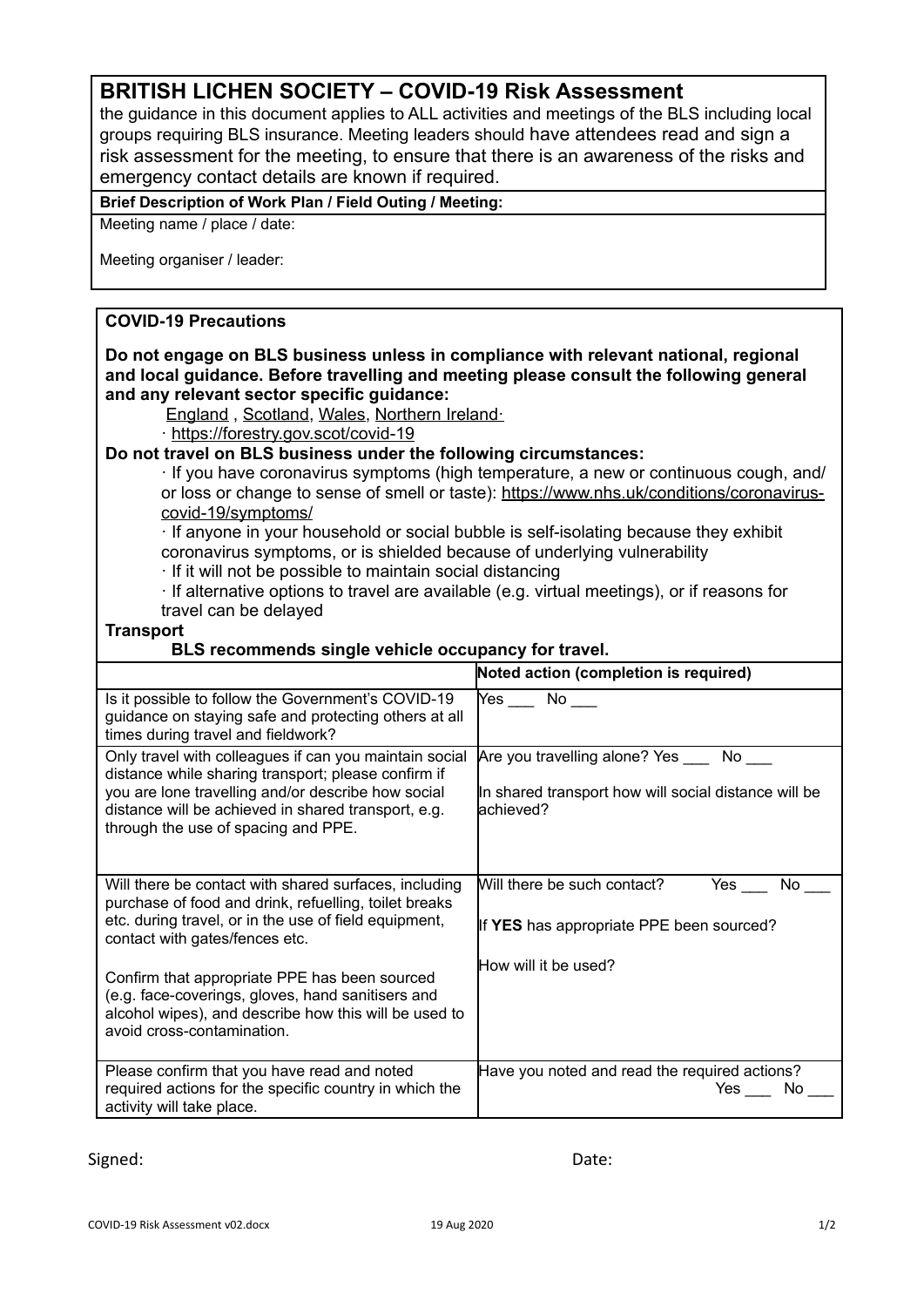# BRITISH LICHEN SOCIETY – COVID-19 Risk Assessment

the guidance in this document applies to ALL activities and meetings of the BLS including local groups requiring BLS insurance. Meeting leaders should have attendees read and sign a risk assessment for the meeting, to ensure that there is an awareness of the risks and emergency contact details are known if required.

**Brief Description of Work Plan / Field Outing / Meeting:**

Meeting name / place / date:

Meeting organiser / leader:

## COVID-19 Precautions

**Do not engage on BLS business unless in compliance with relevant national, regional and local guidance. Before travelling and meeting please consult the following general and any relevant sector specific guidance:**

England , Scotland, Wales, Northern Ireland·

· https://forestry.gov.scot/covid-19

**Do not travel on BLS business under the following circumstances:**

· If you have coronavirus symptoms (high temperature, a new or continuous cough, and/ or loss or change to sense of smell or taste): https://www.nhs.uk/conditions/coronavirus-covid-19/symptoms/

· If anyone in your household or social bubble is self-isolating because they exhibit coronavirus symptoms, or is shielded because of underlying vulnerability

· If it will not be possible to maintain social distancing

· If alternative options to travel are available (e.g. virtual meetings), or if reasons for travel can be delayed

**Transport**

**BLS recommends single vehicle occupancy for travel.**

| | Noted action (completion is required) |
|---|---|
| Is it possible to follow the Government's COVID-19 guidance on staying safe and protecting others at all times during travel and fieldwork? | Yes ___ No ___ |
| Only travel with colleagues if can you maintain social distance while sharing transport; please confirm if you are lone travelling and/or describe how social distance will be achieved in shared transport, e.g. through the use of spacing and PPE. | Are you travelling alone? Yes ___ No ___<br><br>In shared transport how will social distance will be achieved? |
| Will there be contact with shared surfaces, including purchase of food and drink, refuelling, toilet breaks etc. during travel, or in the use of field equipment, contact with gates/fences etc.<br><br>Confirm that appropriate PPE has been sourced (e.g. face-coverings, gloves, hand sanitisers and alcohol wipes), and describe how this will be used to avoid cross-contamination. | Will there be such contact? Yes ___ No ___<br><br>If **YES** has appropriate PPE been sourced?<br><br>How will it be used? |
| Please confirm that you have read and noted required actions for the specific country in which the activity will take place. | Have you noted and read the required actions? Yes ___ No ___ |

Signed:

Date:

COVID-19 Risk Assessment v02.docx 19 Aug 2020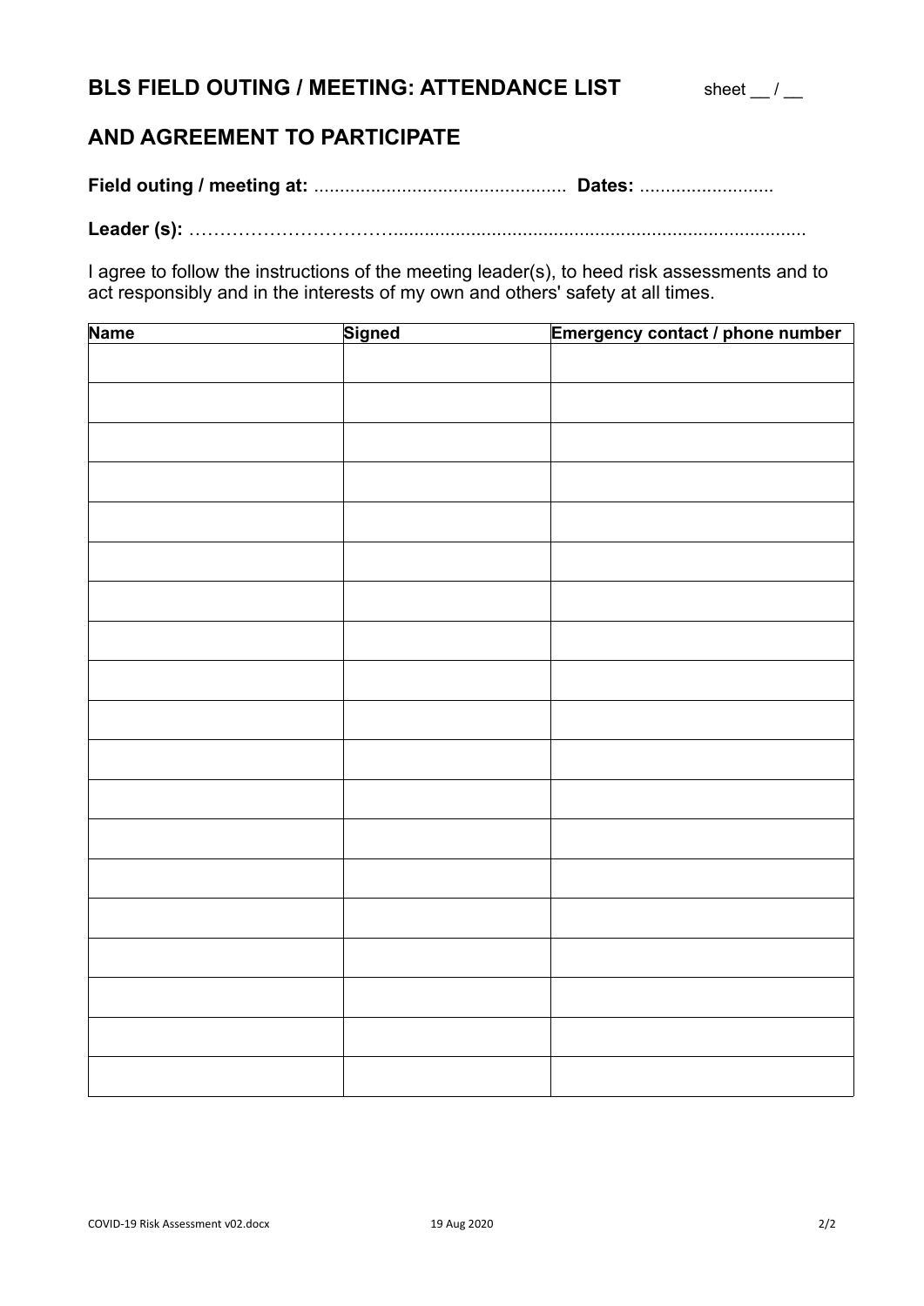## BLS FIELD OUTING / MEETING: ATTENDANCE LIST

sheet __ / __

## AND AGREEMENT TO PARTICIPATE

**Field outing / meeting at:** ................................................. **Dates:** ..........................

**Leader (s):** ………………………….................................................................................

I agree to follow the instructions of the meeting leader(s), to heed risk assessments and to act responsibly and in the interests of my own and others' safety at all times.

| Name | Signed | Emergency contact / phone number |
|---|---|---|
| | | |
| | | |
| | | |
| | | |
| | | |
| | | |
| | | |
| | | |
| | | |
| | | |
| | | |
| | | |
| | | |
| | | |
| | | |
| | | |
| | | |
| | | |
| | | |

COVID-19 Risk Assessment v02.docx 19 Aug 2020